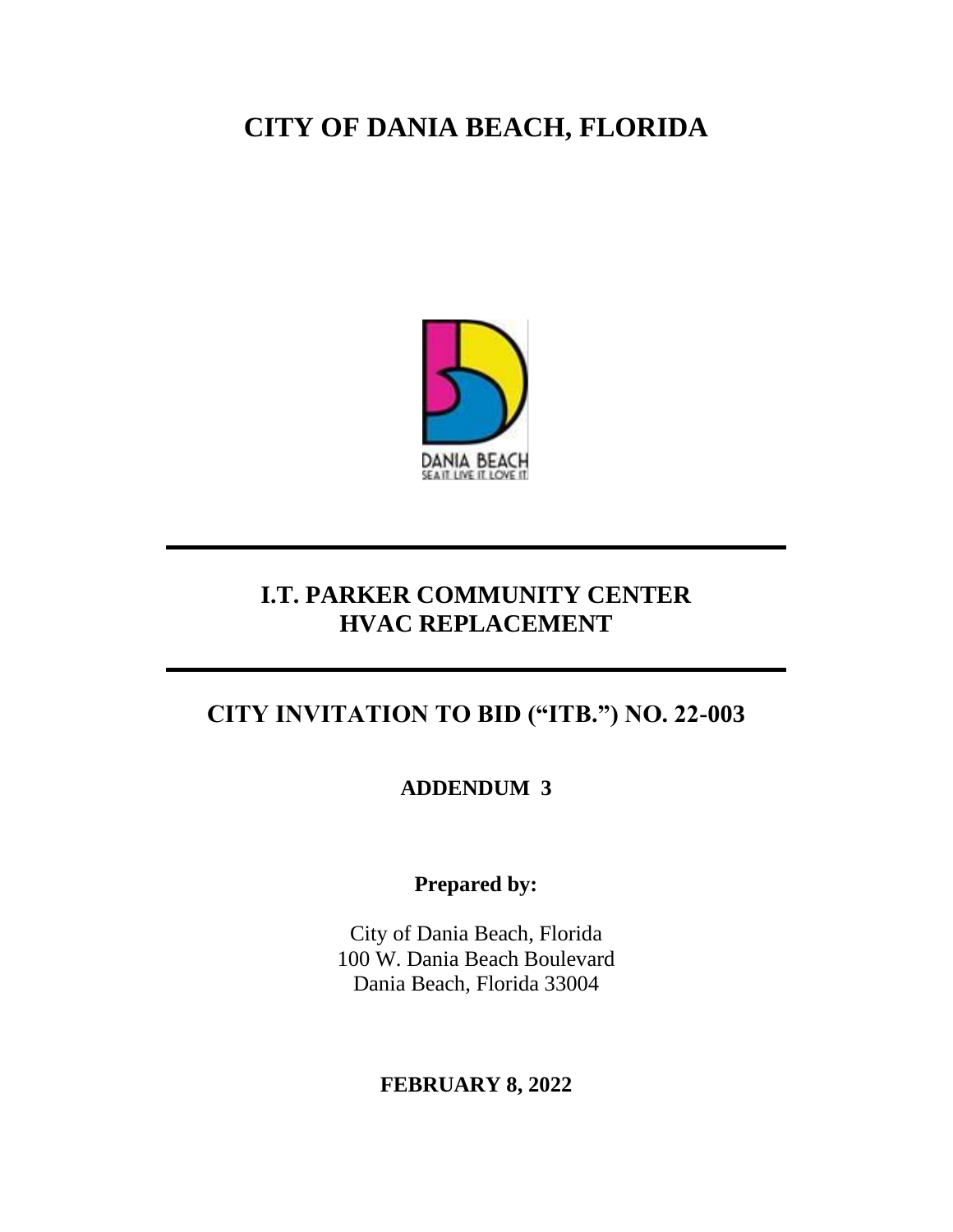# CITY OF DANIA BEACH, FLORIDA

DANIA BEACH
SEA IT. LIVE IT. LOVE IT.

---

## I.T. PARKER COMMUNITY CENTER
## HVAC REPLACEMENT

---

## CITY INVITATION TO BID ("ITB.") NO. 22-003

### ADDENDUM 3

**Prepared by:**

City of Dania Beach, Florida
100 W. Dania Beach Boulevard
Dania Beach, Florida 33004

**FEBRUARY 8, 2022**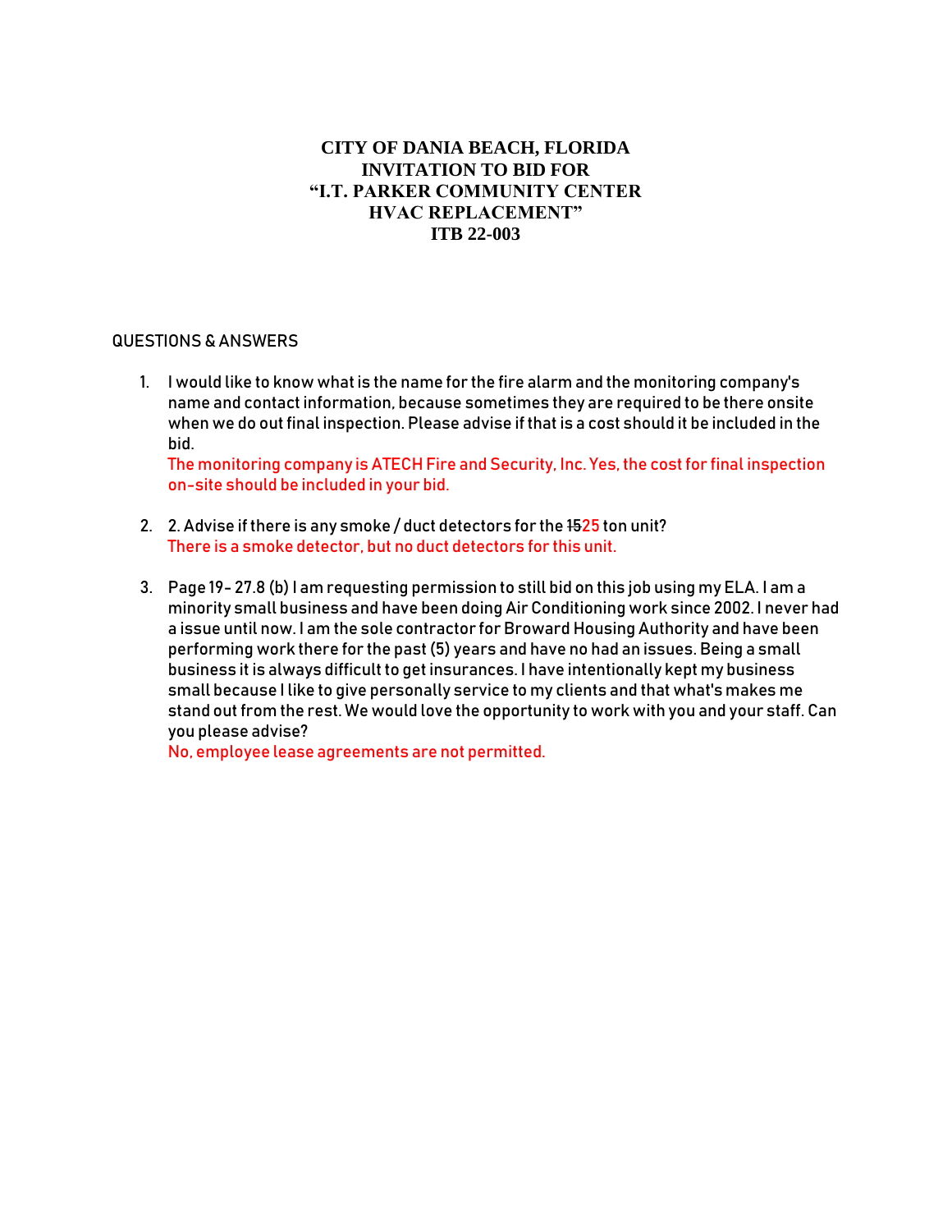**CITY OF DANIA BEACH, FLORIDA**
**INVITATION TO BID FOR**
**"I.T. PARKER COMMUNITY CENTER**
**HVAC REPLACEMENT"**
**ITB 22-003**

QUESTIONS & ANSWERS

1. I would like to know what is the name for the fire alarm and the monitoring company's name and contact information, because sometimes they are required to be there onsite when we do out final inspection. Please advise if that is a cost should it be included in the bid.
   The monitoring company is ATECH Fire and Security, Inc. Yes, the cost for final inspection on-site should be included in your bid.

2. 2. Advise if there is any smoke / duct detectors for the ~~15~~25 ton unit?
   There is a smoke detector, but no duct detectors for this unit.

3. Page 19- 27.8 (b) I am requesting permission to still bid on this job using my ELA. I am a minority small business and have been doing Air Conditioning work since 2002. I never had a issue until now. I am the sole contractor for Broward Housing Authority and have been performing work there for the past (5) years and have no had an issues. Being a small business it is always difficult to get insurances. I have intentionally kept my business small because I like to give personally service to my clients and that what's makes me stand out from the rest. We would love the opportunity to work with you and your staff. Can you please advise?
   No, employee lease agreements are not permitted.